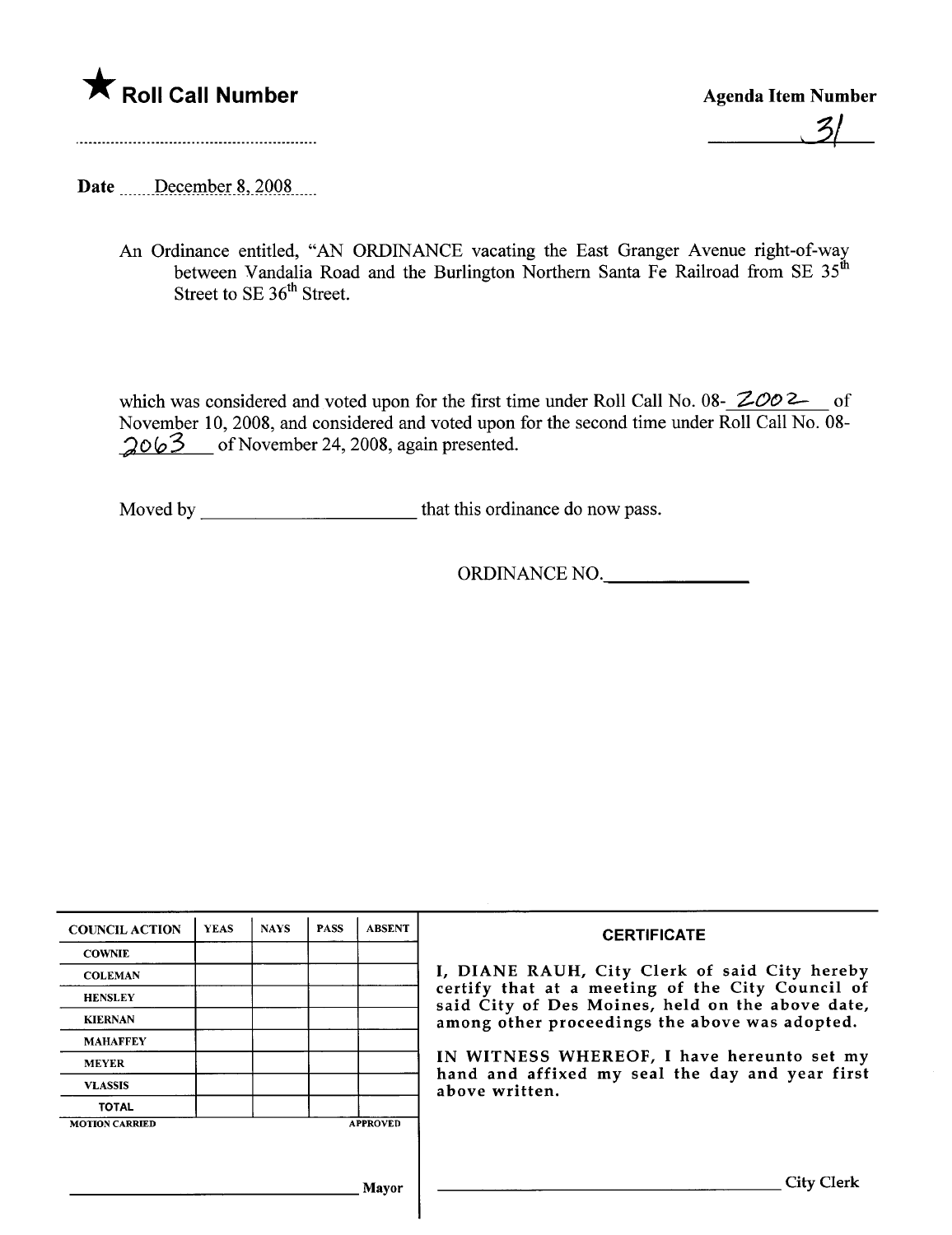★ **Roll Call Number**

.............................................................

**Agenda Item Number**

31

Date December 8, 2008

An Ordinance entitled, "AN ORDINANCE vacating the East Granger Avenue right-of-way between Vandalia Road and the Burlington Northern Santa Fe Railroad from SE 35th Street to SE 36th Street.

which was considered and voted upon for the first time under Roll Call No. 08- 2002 of November 10, 2008, and considered and voted upon for the second time under Roll Call No. 08- 2063 of November 24, 2008, again presented.

Moved by ______________________ that this ordinance do now pass.

ORDINANCE NO.______________

| COUNCIL ACTION | YEAS | NAYS | PASS | ABSENT |
|---|---|---|---|---|
| COWNIE | | | | |
| COLEMAN | | | | |
| HENSLEY | | | | |
| KIERNAN | | | | |
| MAHAFFEY | | | | |
| MEYER | | | | |
| VLASSIS | | | | |
| TOTAL | | | | |
| MOTION CARRIED | | | | APPROVED |

______________________________ Mayor

**CERTIFICATE**

I, DIANE RAUH, City Clerk of said City hereby certify that at a meeting of the City Council of said City of Des Moines, held on the above date, among other proceedings the above was adopted.

IN WITNESS WHEREOF, I have hereunto set my hand and affixed my seal the day and year first above written.

______________________________ City Clerk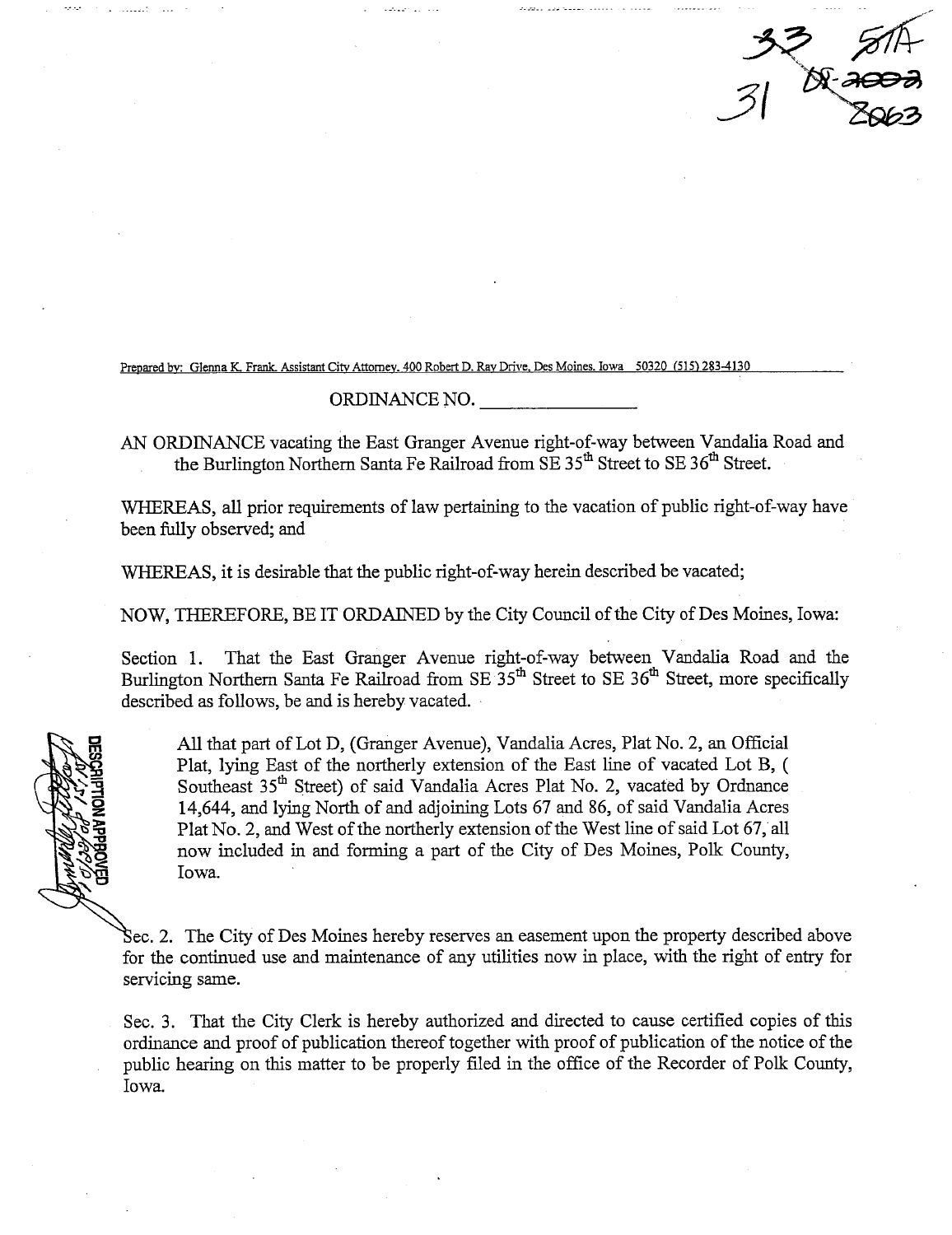33 51A
31 08-2003
2063

Prepared by: Glenna K. Frank, Assistant City Attorney, 400 Robert D. Ray Drive, Des Moines, Iowa 50320 (515) 283-4130

ORDINANCE NO. \_\_\_\_\_\_\_\_\_\_\_\_\_\_\_\_

AN ORDINANCE vacating the East Granger Avenue right-of-way between Vandalia Road and the Burlington Northern Santa Fe Railroad from SE 35th Street to SE 36th Street.

WHEREAS, all prior requirements of law pertaining to the vacation of public right-of-way have been fully observed; and

WHEREAS, it is desirable that the public right-of-way herein described be vacated;

NOW, THEREFORE, BE IT ORDAINED by the City Council of the City of Des Moines, Iowa:

Section 1. That the East Granger Avenue right-of-way between Vandalia Road and the Burlington Northern Santa Fe Railroad from SE 35th Street to SE 36th Street, more specifically described as follows, be and is hereby vacated.

> All that part of Lot D, (Granger Avenue), Vandalia Acres, Plat No. 2, an Official Plat, lying East of the northerly extension of the East line of vacated Lot B, ( Southeast 35th Street) of said Vandalia Acres Plat No. 2, vacated by Ordnance 14,644, and lying North of and adjoining Lots 67 and 86, of said Vandalia Acres Plat No. 2, and West of the northerly extension of the West line of said Lot 67, all now included in and forming a part of the City of Des Moines, Polk County, Iowa.

DESCRIPTION APPROVED

Sec. 2. The City of Des Moines hereby reserves an easement upon the property described above for the continued use and maintenance of any utilities now in place, with the right of entry for servicing same.

Sec. 3. That the City Clerk is hereby authorized and directed to cause certified copies of this ordinance and proof of publication thereof together with proof of publication of the notice of the public hearing on this matter to be properly filed in the office of the Recorder of Polk County, Iowa.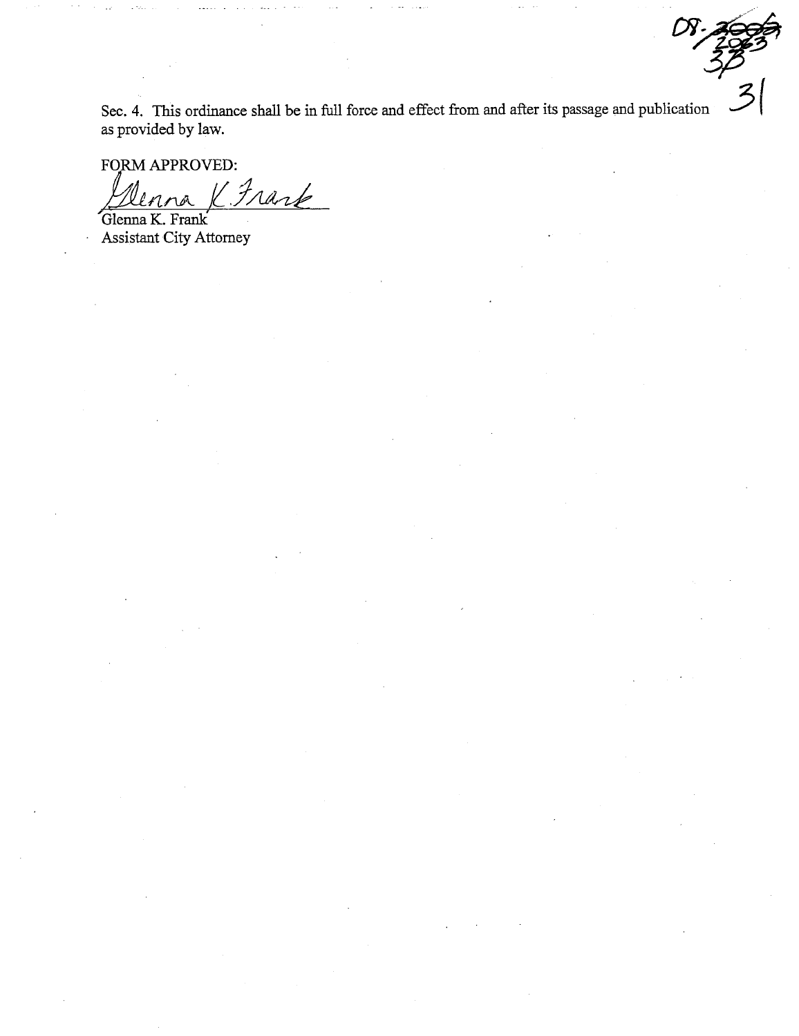Sec. 4. This ordinance shall be in full force and effect from and after its passage and publication as provided by law.

FORM APPROVED:

Glenna K. Frank

Glenna K. Frank
Assistant City Attorney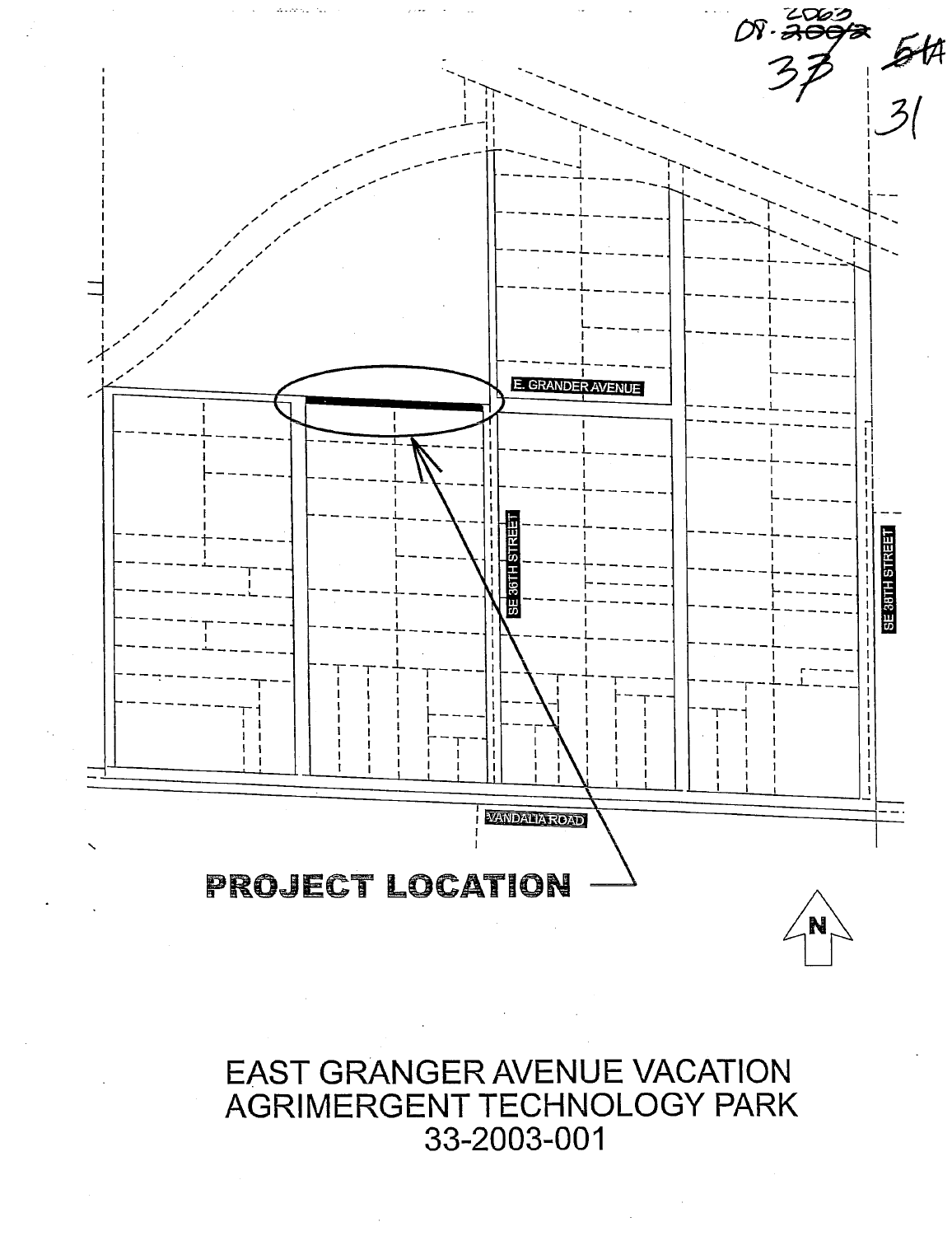2063
08-~~2002~~ 37 ~~5A~~ 31

E. GRANDER AVENUE

SE 36TH STREET

SE 38TH STREET

VANDALIA ROAD

PROJECT LOCATION

N

# EAST GRANGER AVENUE VACATION
# AGRIMERGENT TECHNOLOGY PARK
# 33-2003-001